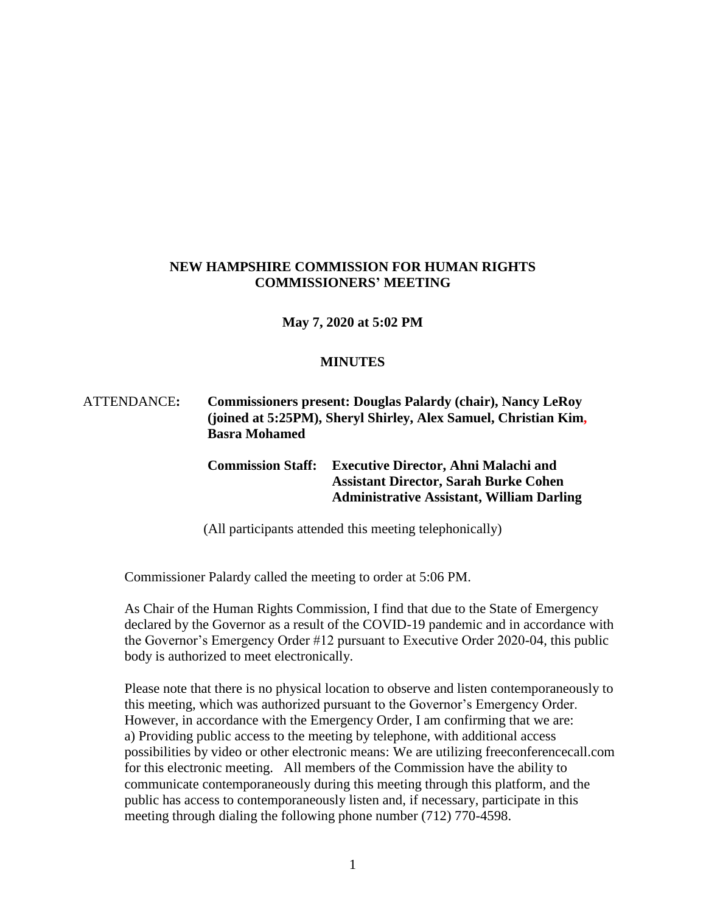**NEW HAMPSHIRE COMMISSION FOR HUMAN RIGHTS**
**COMMISSIONERS' MEETING**

**May 7, 2020 at 5:02 PM**

**MINUTES**

ATTENDANCE: **Commissioners present: Douglas Palardy (chair), Nancy LeRoy (joined at 5:25PM), Sheryl Shirley, Alex Samuel, Christian Kim, Basra Mohamed**

**Commission Staff: Executive Director, Ahni Malachi and**
**Assistant Director, Sarah Burke Cohen**
**Administrative Assistant, William Darling**

(All participants attended this meeting telephonically)

Commissioner Palardy called the meeting to order at 5:06 PM.

As Chair of the Human Rights Commission, I find that due to the State of Emergency declared by the Governor as a result of the COVID-19 pandemic and in accordance with the Governor's Emergency Order #12 pursuant to Executive Order 2020-04, this public body is authorized to meet electronically.

Please note that there is no physical location to observe and listen contemporaneously to this meeting, which was authorized pursuant to the Governor's Emergency Order. However, in accordance with the Emergency Order, I am confirming that we are:
a) Providing public access to the meeting by telephone, with additional access possibilities by video or other electronic means: We are utilizing freeconferencecall.com for this electronic meeting. All members of the Commission have the ability to communicate contemporaneously during this meeting through this platform, and the public has access to contemporaneously listen and, if necessary, participate in this meeting through dialing the following phone number (712) 770-4598.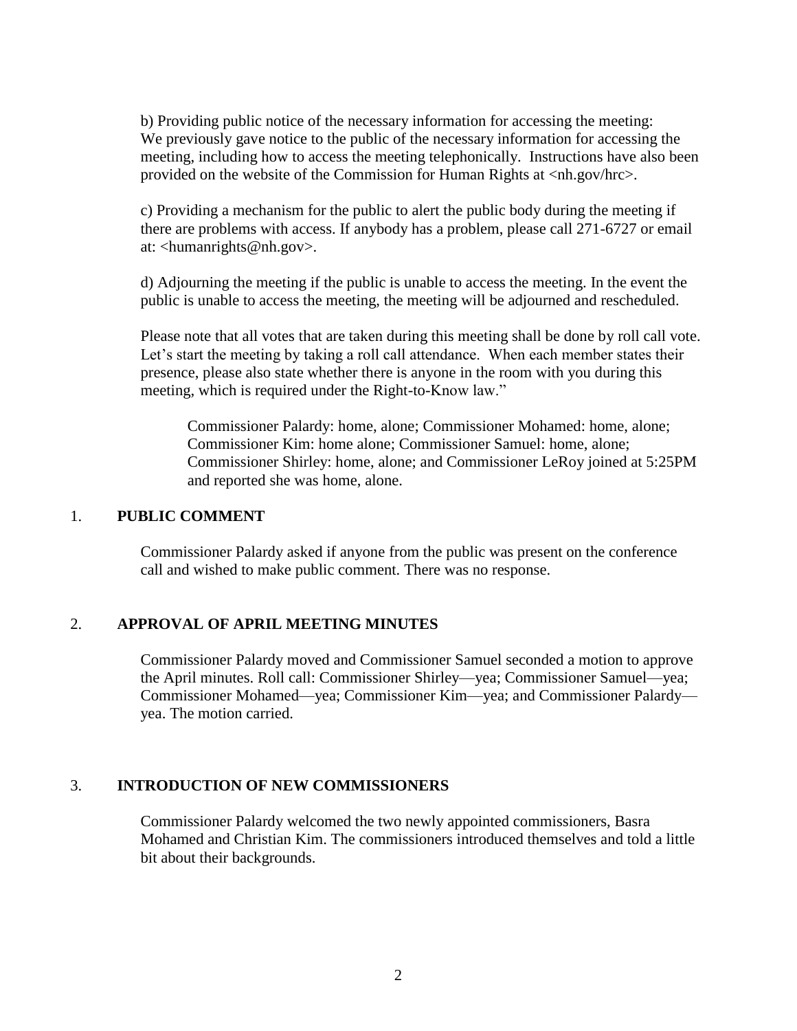b) Providing public notice of the necessary information for accessing the meeting: We previously gave notice to the public of the necessary information for accessing the meeting, including how to access the meeting telephonically. Instructions have also been provided on the website of the Commission for Human Rights at <nh.gov/hrc>.

c) Providing a mechanism for the public to alert the public body during the meeting if there are problems with access. If anybody has a problem, please call 271-6727 or email at: <humanrights@nh.gov>.

d) Adjourning the meeting if the public is unable to access the meeting. In the event the public is unable to access the meeting, the meeting will be adjourned and rescheduled.

Please note that all votes that are taken during this meeting shall be done by roll call vote. Let's start the meeting by taking a roll call attendance. When each member states their presence, please also state whether there is anyone in the room with you during this meeting, which is required under the Right-to-Know law."

> Commissioner Palardy: home, alone; Commissioner Mohamed: home, alone; Commissioner Kim: home alone; Commissioner Samuel: home, alone; Commissioner Shirley: home, alone; and Commissioner LeRoy joined at 5:25PM and reported she was home, alone.

## 1. PUBLIC COMMENT

Commissioner Palardy asked if anyone from the public was present on the conference call and wished to make public comment. There was no response.

## 2. APPROVAL OF APRIL MEETING MINUTES

Commissioner Palardy moved and Commissioner Samuel seconded a motion to approve the April minutes. Roll call: Commissioner Shirley—yea; Commissioner Samuel—yea; Commissioner Mohamed—yea; Commissioner Kim—yea; and Commissioner Palardy—yea. The motion carried.

## 3. INTRODUCTION OF NEW COMMISSIONERS

Commissioner Palardy welcomed the two newly appointed commissioners, Basra Mohamed and Christian Kim. The commissioners introduced themselves and told a little bit about their backgrounds.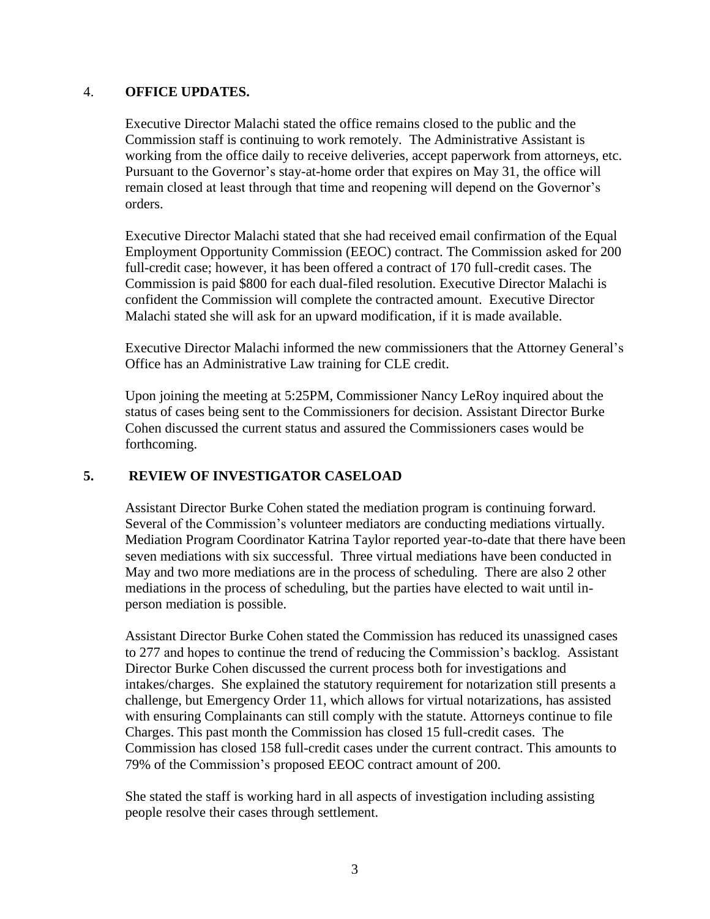4. **OFFICE UPDATES.**

Executive Director Malachi stated the office remains closed to the public and the Commission staff is continuing to work remotely. The Administrative Assistant is working from the office daily to receive deliveries, accept paperwork from attorneys, etc. Pursuant to the Governor's stay-at-home order that expires on May 31, the office will remain closed at least through that time and reopening will depend on the Governor's orders.

Executive Director Malachi stated that she had received email confirmation of the Equal Employment Opportunity Commission (EEOC) contract. The Commission asked for 200 full-credit case; however, it has been offered a contract of 170 full-credit cases. The Commission is paid $800 for each dual-filed resolution. Executive Director Malachi is confident the Commission will complete the contracted amount. Executive Director Malachi stated she will ask for an upward modification, if it is made available.

Executive Director Malachi informed the new commissioners that the Attorney General's Office has an Administrative Law training for CLE credit.

Upon joining the meeting at 5:25PM, Commissioner Nancy LeRoy inquired about the status of cases being sent to the Commissioners for decision. Assistant Director Burke Cohen discussed the current status and assured the Commissioners cases would be forthcoming.

**5. REVIEW OF INVESTIGATOR CASELOAD**

Assistant Director Burke Cohen stated the mediation program is continuing forward. Several of the Commission's volunteer mediators are conducting mediations virtually. Mediation Program Coordinator Katrina Taylor reported year-to-date that there have been seven mediations with six successful. Three virtual mediations have been conducted in May and two more mediations are in the process of scheduling. There are also 2 other mediations in the process of scheduling, but the parties have elected to wait until in-person mediation is possible.

Assistant Director Burke Cohen stated the Commission has reduced its unassigned cases to 277 and hopes to continue the trend of reducing the Commission's backlog. Assistant Director Burke Cohen discussed the current process both for investigations and intakes/charges. She explained the statutory requirement for notarization still presents a challenge, but Emergency Order 11, which allows for virtual notarizations, has assisted with ensuring Complainants can still comply with the statute. Attorneys continue to file Charges. This past month the Commission has closed 15 full-credit cases. The Commission has closed 158 full-credit cases under the current contract. This amounts to 79% of the Commission's proposed EEOC contract amount of 200.

She stated the staff is working hard in all aspects of investigation including assisting people resolve their cases through settlement.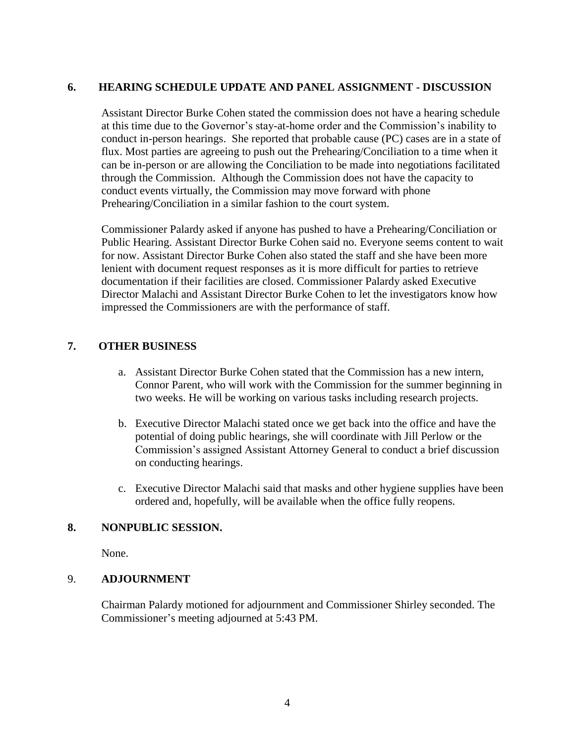## 6. HEARING SCHEDULE UPDATE AND PANEL ASSIGNMENT - DISCUSSION

Assistant Director Burke Cohen stated the commission does not have a hearing schedule at this time due to the Governor's stay-at-home order and the Commission's inability to conduct in-person hearings. She reported that probable cause (PC) cases are in a state of flux. Most parties are agreeing to push out the Prehearing/Conciliation to a time when it can be in-person or are allowing the Conciliation to be made into negotiations facilitated through the Commission. Although the Commission does not have the capacity to conduct events virtually, the Commission may move forward with phone Prehearing/Conciliation in a similar fashion to the court system.

Commissioner Palardy asked if anyone has pushed to have a Prehearing/Conciliation or Public Hearing. Assistant Director Burke Cohen said no. Everyone seems content to wait for now. Assistant Director Burke Cohen also stated the staff and she have been more lenient with document request responses as it is more difficult for parties to retrieve documentation if their facilities are closed. Commissioner Palardy asked Executive Director Malachi and Assistant Director Burke Cohen to let the investigators know how impressed the Commissioners are with the performance of staff.

## 7. OTHER BUSINESS

a. Assistant Director Burke Cohen stated that the Commission has a new intern, Connor Parent, who will work with the Commission for the summer beginning in two weeks. He will be working on various tasks including research projects.

b. Executive Director Malachi stated once we get back into the office and have the potential of doing public hearings, she will coordinate with Jill Perlow or the Commission's assigned Assistant Attorney General to conduct a brief discussion on conducting hearings.

c. Executive Director Malachi said that masks and other hygiene supplies have been ordered and, hopefully, will be available when the office fully reopens.

## 8. NONPUBLIC SESSION.

None.

## 9. ADJOURNMENT

Chairman Palardy motioned for adjournment and Commissioner Shirley seconded. The Commissioner's meeting adjourned at 5:43 PM.